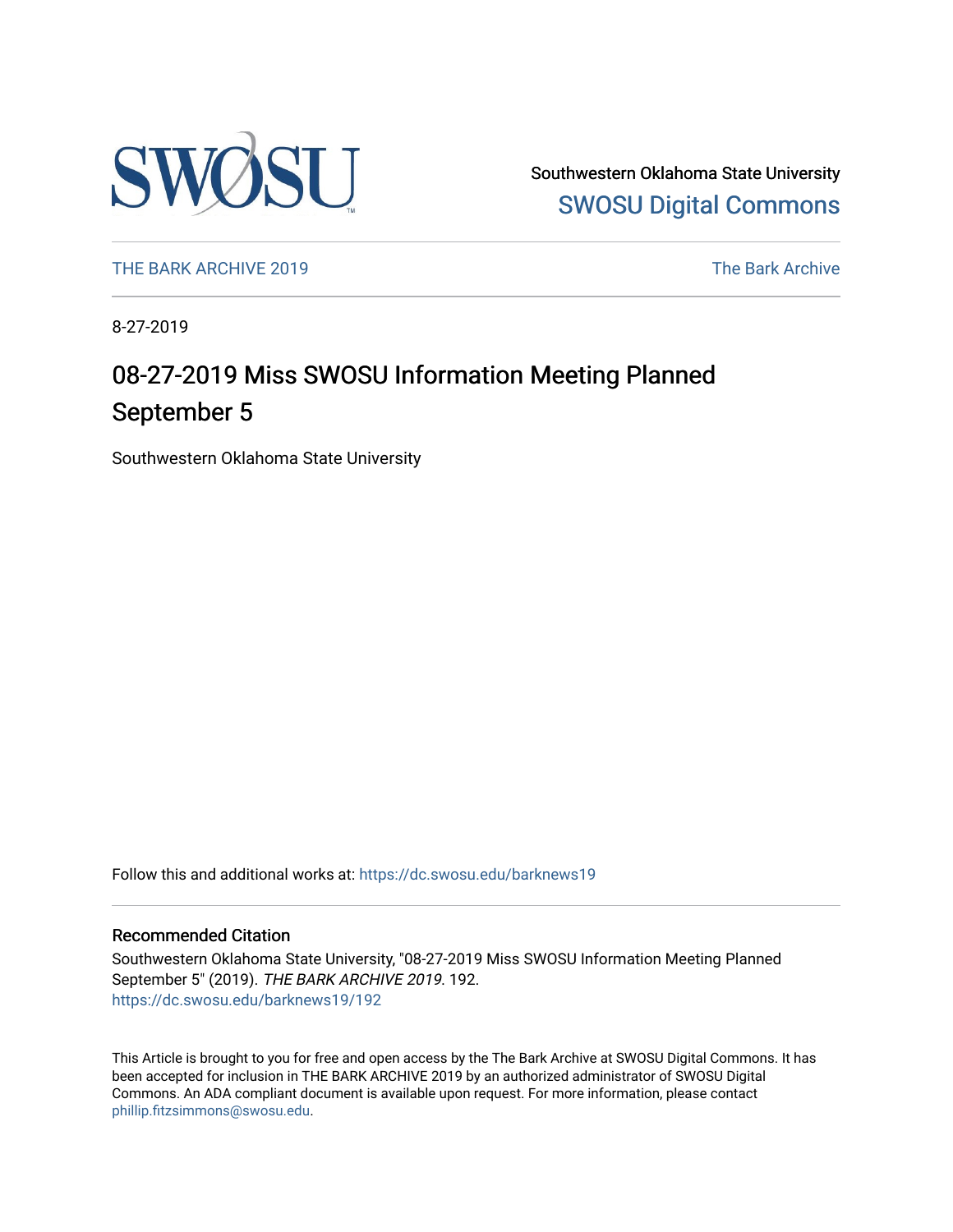Southwestern Oklahoma State University

SWOSU Digital Commons

THE BARK ARCHIVE 2019

The Bark Archive

8-27-2019

# 08-27-2019 Miss SWOSU Information Meeting Planned September 5

Southwestern Oklahoma State University

Follow this and additional works at: https://dc.swosu.edu/barknews19

### Recommended Citation

Southwestern Oklahoma State University, "08-27-2019 Miss SWOSU Information Meeting Planned September 5" (2019). *THE BARK ARCHIVE 2019*. 192.
https://dc.swosu.edu/barknews19/192

This Article is brought to you for free and open access by the The Bark Archive at SWOSU Digital Commons. It has been accepted for inclusion in THE BARK ARCHIVE 2019 by an authorized administrator of SWOSU Digital Commons. An ADA compliant document is available upon request. For more information, please contact phillip.fitzsimmons@swosu.edu.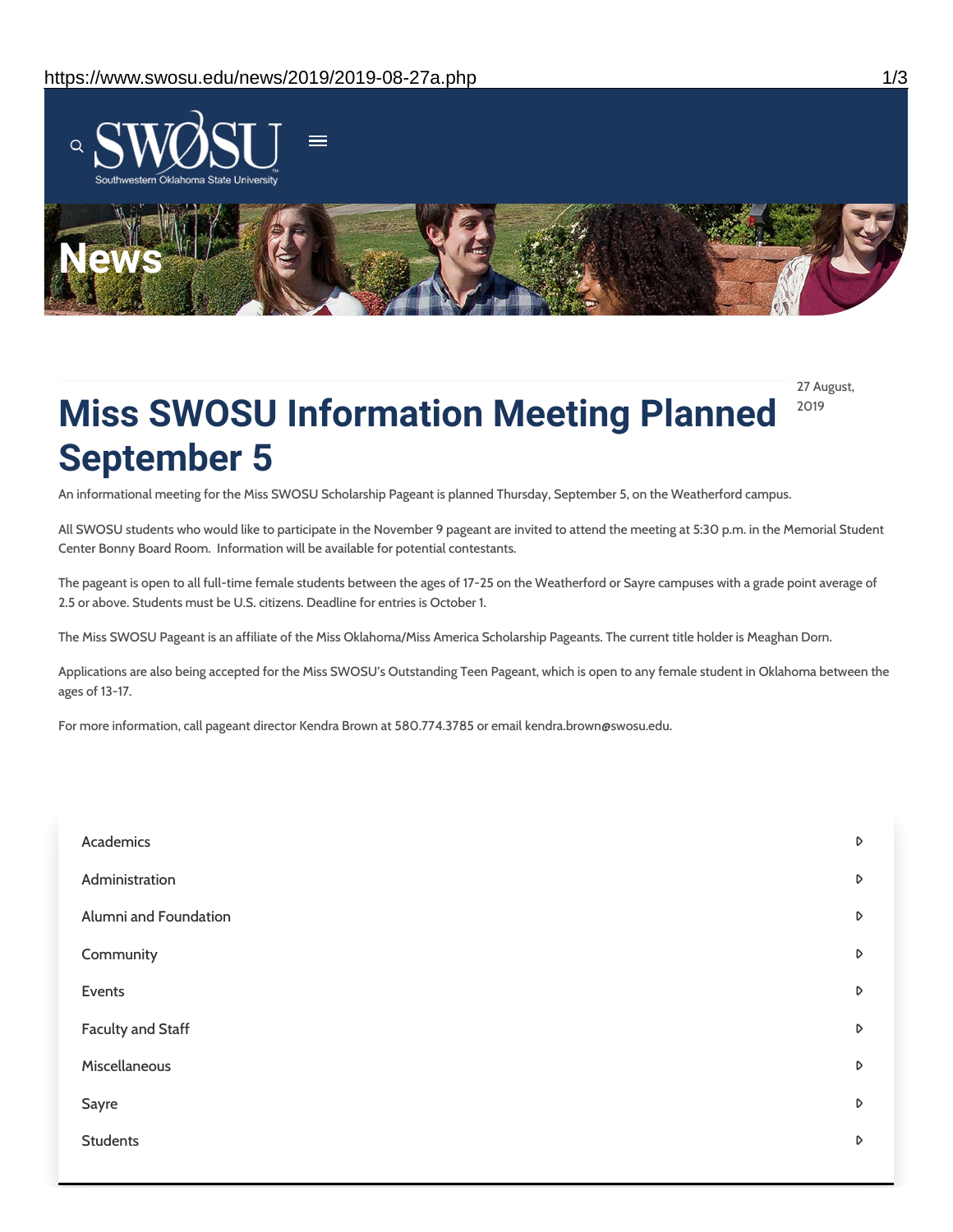# News

# Miss SWOSU Information Meeting Planned September 5

27 August, 2019

An informational meeting for the Miss SWOSU Scholarship Pageant is planned Thursday, September 5, on the Weatherford campus.

All SWOSU students who would like to participate in the November 9 pageant are invited to attend the meeting at 5:30 p.m. in the Memorial Student Center Bonny Board Room. Information will be available for potential contestants.

The pageant is open to all full-time female students between the ages of 17-25 on the Weatherford or Sayre campuses with a grade point average of 2.5 or above. Students must be U.S. citizens. Deadline for entries is October 1.

The Miss SWOSU Pageant is an affiliate of the Miss Oklahoma/Miss America Scholarship Pageants. The current title holder is Meaghan Dorn.

Applications are also being accepted for the Miss SWOSU's Outstanding Teen Pageant, which is open to any female student in Oklahoma between the ages of 13-17.

For more information, call pageant director Kendra Brown at 580.774.3785 or email kendra.brown@swosu.edu.

- Academics
- Administration
- Alumni and Foundation
- Community
- Events
- Faculty and Staff
- Miscellaneous
- Sayre
- Students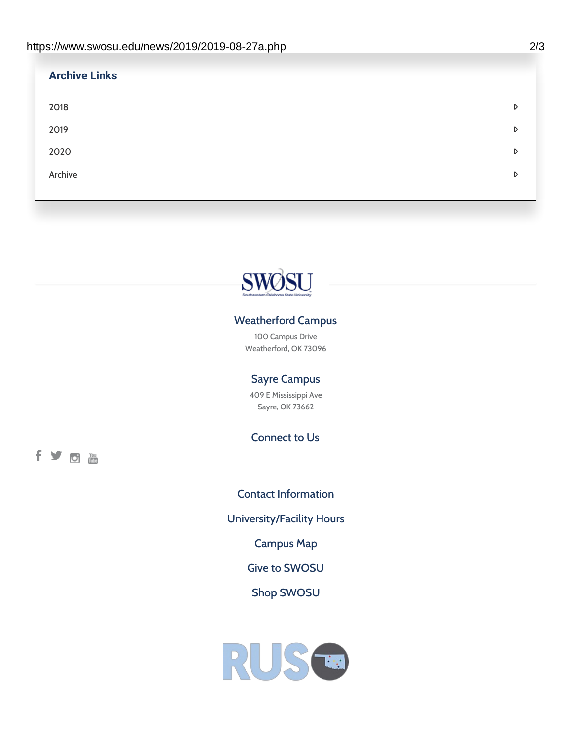## Archive Links

- 2018
- 2019
- 2020
- Archive

SWOSU
Southwestern Oklahoma State University

### Weatherford Campus

100 Campus Drive
Weatherford, OK 73096

### Sayre Campus

409 E Mississippi Ave
Sayre, OK 73662

### Connect to Us

Contact Information

University/Facility Hours

Campus Map

Give to SWOSU

Shop SWOSU

RUSO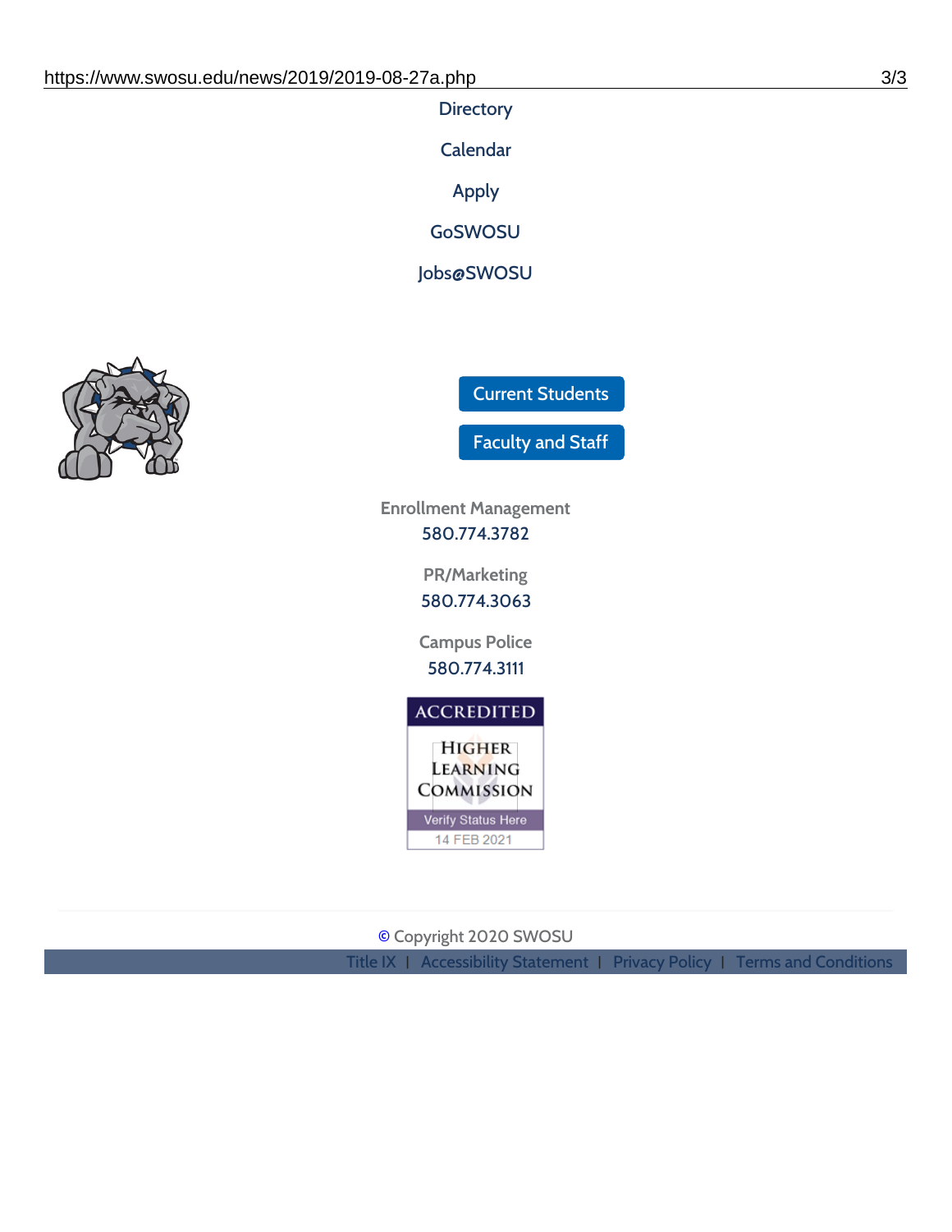Directory

Calendar

Apply

GoSWOSU

Jobs@SWOSU

Current Students

Faculty and Staff

Enrollment Management
580.774.3782

PR/Marketing
580.774.3063

Campus Police
580.774.3111

ACCREDITED
HIGHER LEARNING COMMISSION
Verify Status Here
14 FEB 2021

© Copyright 2020 SWOSU

Title IX | Accessibility Statement | Privacy Policy | Terms and Conditions